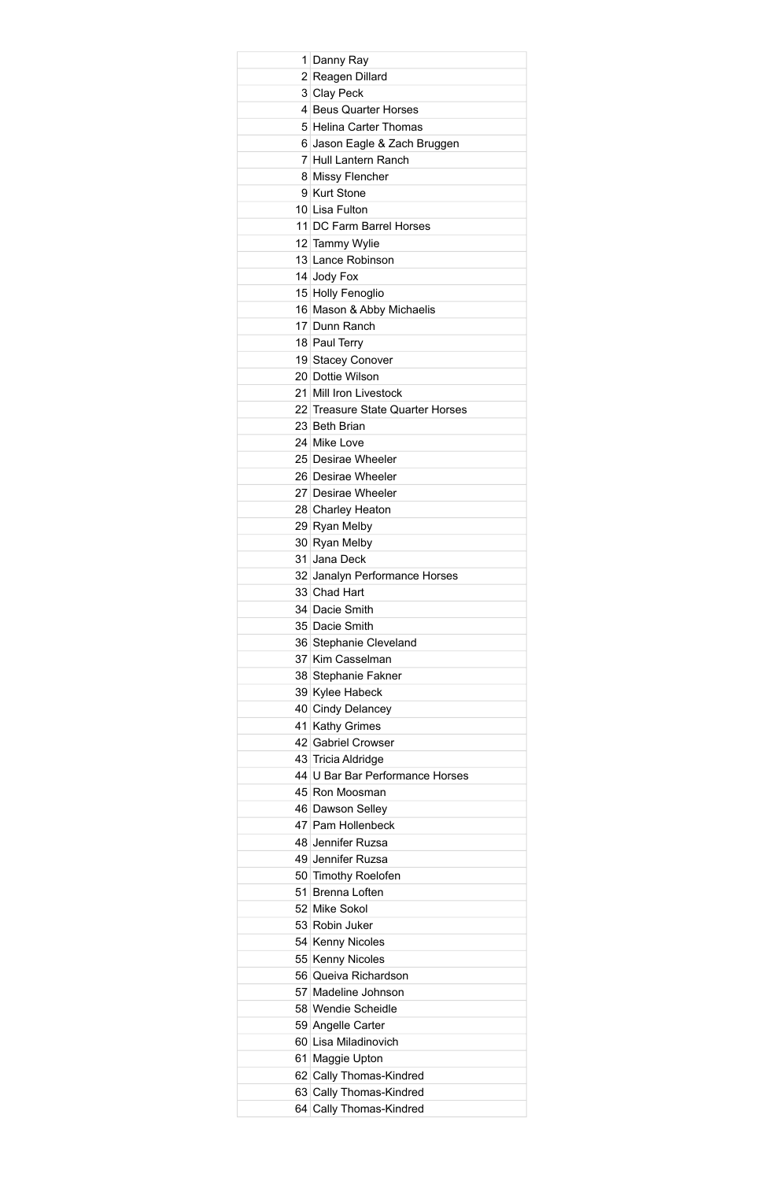| | |
|---|---|
| 1 | Danny Ray |
| 2 | Reagen Dillard |
| 3 | Clay Peck |
| 4 | Beus Quarter Horses |
| 5 | Helina Carter Thomas |
| 6 | Jason Eagle & Zach Bruggen |
| 7 | Hull Lantern Ranch |
| 8 | Missy Flencher |
| 9 | Kurt Stone |
| 10 | Lisa Fulton |
| 11 | DC Farm Barrel Horses |
| 12 | Tammy Wylie |
| 13 | Lance Robinson |
| 14 | Jody Fox |
| 15 | Holly Fenoglio |
| 16 | Mason & Abby Michaelis |
| 17 | Dunn Ranch |
| 18 | Paul Terry |
| 19 | Stacey Conover |
| 20 | Dottie Wilson |
| 21 | Mill Iron Livestock |
| 22 | Treasure State Quarter Horses |
| 23 | Beth Brian |
| 24 | Mike Love |
| 25 | Desirae Wheeler |
| 26 | Desirae Wheeler |
| 27 | Desirae Wheeler |
| 28 | Charley Heaton |
| 29 | Ryan Melby |
| 30 | Ryan Melby |
| 31 | Jana Deck |
| 32 | Janalyn Performance Horses |
| 33 | Chad Hart |
| 34 | Dacie Smith |
| 35 | Dacie Smith |
| 36 | Stephanie Cleveland |
| 37 | Kim Casselman |
| 38 | Stephanie Fakner |
| 39 | Kylee Habeck |
| 40 | Cindy Delancey |
| 41 | Kathy Grimes |
| 42 | Gabriel Crowser |
| 43 | Tricia Aldridge |
| 44 | U Bar Bar Performance Horses |
| 45 | Ron Moosman |
| 46 | Dawson Selley |
| 47 | Pam Hollenbeck |
| 48 | Jennifer Ruzsa |
| 49 | Jennifer Ruzsa |
| 50 | Timothy Roelofen |
| 51 | Brenna Loften |
| 52 | Mike Sokol |
| 53 | Robin Juker |
| 54 | Kenny Nicoles |
| 55 | Kenny Nicoles |
| 56 | Queiva Richardson |
| 57 | Madeline Johnson |
| 58 | Wendie Scheidle |
| 59 | Angelle Carter |
| 60 | Lisa Miladinovich |
| 61 | Maggie Upton |
| 62 | Cally Thomas-Kindred |
| 63 | Cally Thomas-Kindred |
| 64 | Cally Thomas-Kindred |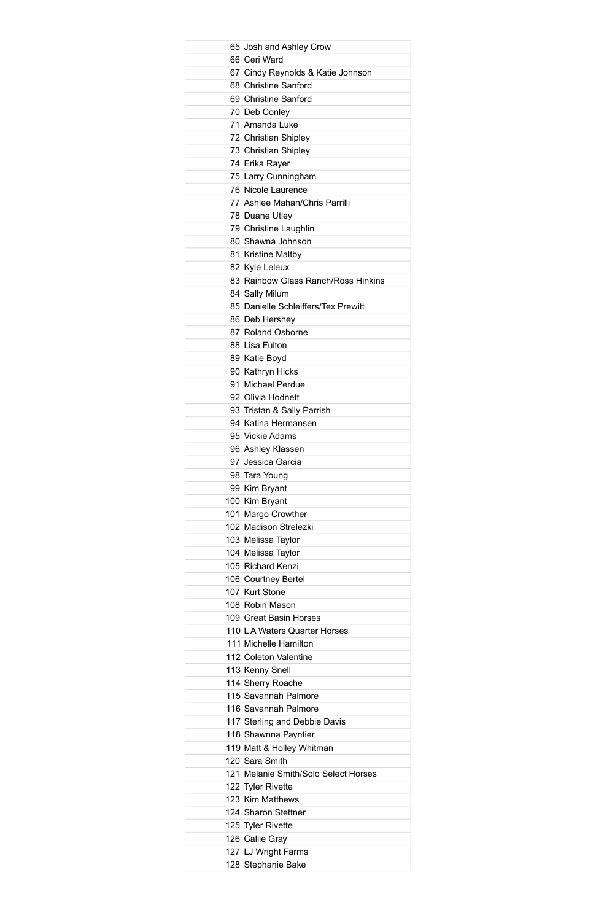| | |
|---|---|
| 65 | Josh and Ashley Crow |
| 66 | Ceri Ward |
| 67 | Cindy Reynolds & Katie Johnson |
| 68 | Christine Sanford |
| 69 | Christine Sanford |
| 70 | Deb Conley |
| 71 | Amanda Luke |
| 72 | Christian Shipley |
| 73 | Christian Shipley |
| 74 | Erika Rayer |
| 75 | Larry Cunningham |
| 76 | Nicole Laurence |
| 77 | Ashlee Mahan/Chris Parrilli |
| 78 | Duane Utley |
| 79 | Christine Laughlin |
| 80 | Shawna Johnson |
| 81 | Kristine Maltby |
| 82 | Kyle Leleux |
| 83 | Rainbow Glass Ranch/Ross Hinkins |
| 84 | Sally Milum |
| 85 | Danielle Schleiffers/Tex Prewitt |
| 86 | Deb Hershey |
| 87 | Roland Osborne |
| 88 | Lisa Fulton |
| 89 | Katie Boyd |
| 90 | Kathryn Hicks |
| 91 | Michael Perdue |
| 92 | Olivia Hodnett |
| 93 | Tristan & Sally Parrish |
| 94 | Katina Hermansen |
| 95 | Vickie Adams |
| 96 | Ashley Klassen |
| 97 | Jessica Garcia |
| 98 | Tara Young |
| 99 | Kim Bryant |
| 100 | Kim Bryant |
| 101 | Margo Crowther |
| 102 | Madison Strelezki |
| 103 | Melissa Taylor |
| 104 | Melissa Taylor |
| 105 | Richard Kenzi |
| 106 | Courtney Bertel |
| 107 | Kurt Stone |
| 108 | Robin Mason |
| 109 | Great Basin Horses |
| 110 | L A Waters Quarter Horses |
| 111 | Michelle Hamilton |
| 112 | Coleton Valentine |
| 113 | Kenny Snell |
| 114 | Sherry Roache |
| 115 | Savannah Palmore |
| 116 | Savannah Palmore |
| 117 | Sterling and Debbie Davis |
| 118 | Shawnna Payntier |
| 119 | Matt & Holley Whitman |
| 120 | Sara Smith |
| 121 | Melanie Smith/Solo Select Horses |
| 122 | Tyler Rivette |
| 123 | Kim Matthews |
| 124 | Sharon Stettner |
| 125 | Tyler Rivette |
| 126 | Callie Gray |
| 127 | LJ Wright Farms |
| 128 | Stephanie Bake |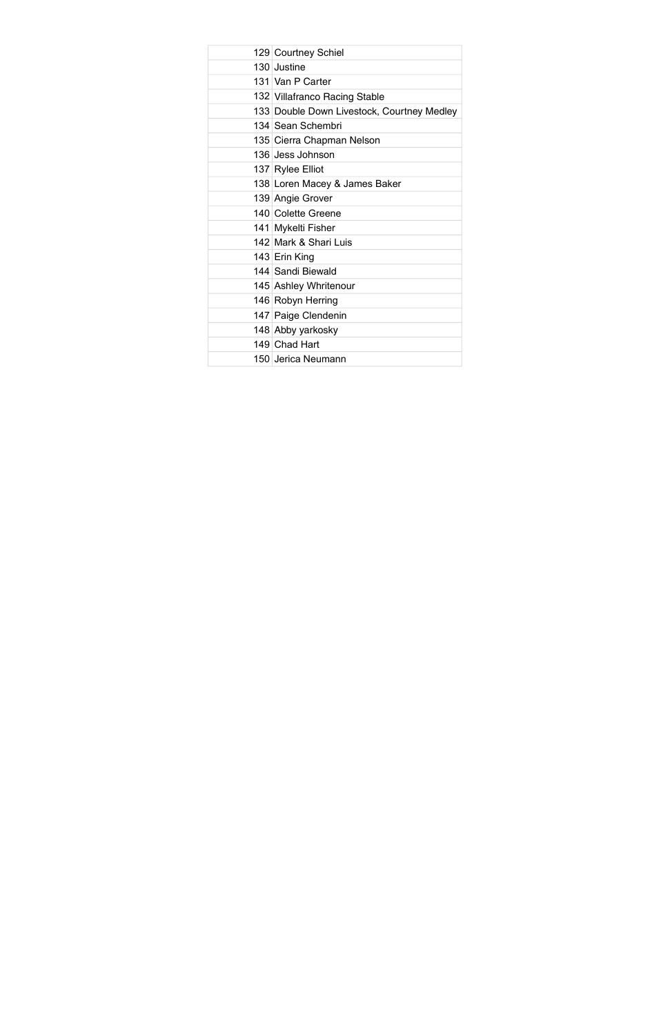| | |
|---|---|
| 129 | Courtney Schiel |
| 130 | Justine |
| 131 | Van P Carter |
| 132 | Villafranco Racing Stable |
| 133 | Double Down Livestock, Courtney Medley |
| 134 | Sean Schembri |
| 135 | Cierra Chapman Nelson |
| 136 | Jess Johnson |
| 137 | Rylee Elliot |
| 138 | Loren Macey & James Baker |
| 139 | Angie Grover |
| 140 | Colette Greene |
| 141 | Mykelti Fisher |
| 142 | Mark & Shari Luis |
| 143 | Erin King |
| 144 | Sandi Biewald |
| 145 | Ashley Whritenour |
| 146 | Robyn Herring |
| 147 | Paige Clendenin |
| 148 | Abby yarkosky |
| 149 | Chad Hart |
| 150 | Jerica Neumann |